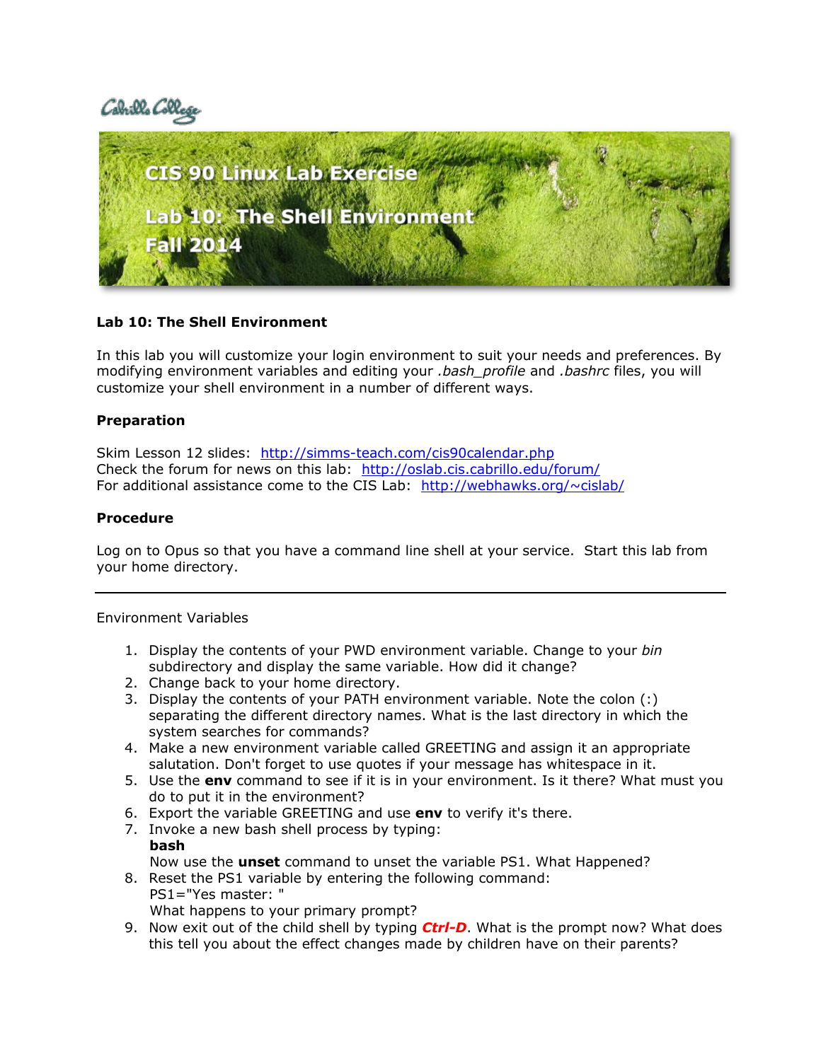Cabrillo College

# CIS 90 Linux Lab Exercise

# Lab 10: The Shell Environment

# Fall 2014

## Lab 10: The Shell Environment

In this lab you will customize your login environment to suit your needs and preferences. By modifying environment variables and editing your *.bash_profile* and *.bashrc* files, you will customize your shell environment in a number of different ways.

### Preparation

Skim Lesson 12 slides: http://simms-teach.com/cis90calendar.php
Check the forum for news on this lab: http://oslab.cis.cabrillo.edu/forum/
For additional assistance come to the CIS Lab: http://webhawks.org/~cislab/

### Procedure

Log on to Opus so that you have a command line shell at your service. Start this lab from your home directory.

---

Environment Variables

1. Display the contents of your PWD environment variable. Change to your *bin* subdirectory and display the same variable. How did it change?
2. Change back to your home directory.
3. Display the contents of your PATH environment variable. Note the colon (:) separating the different directory names. What is the last directory in which the system searches for commands?
4. Make a new environment variable called GREETING and assign it an appropriate salutation. Don't forget to use quotes if your message has whitespace in it.
5. Use the **env** command to see if it is in your environment. Is it there? What must you do to put it in the environment?
6. Export the variable GREETING and use **env** to verify it's there.
7. Invoke a new bash shell process by typing:
   **bash**
   Now use the **unset** command to unset the variable PS1. What Happened?
8. Reset the PS1 variable by entering the following command:
   PS1="Yes master: "
   What happens to your primary prompt?
9. Now exit out of the child shell by typing ***Ctrl-D***. What is the prompt now? What does this tell you about the effect changes made by children have on their parents?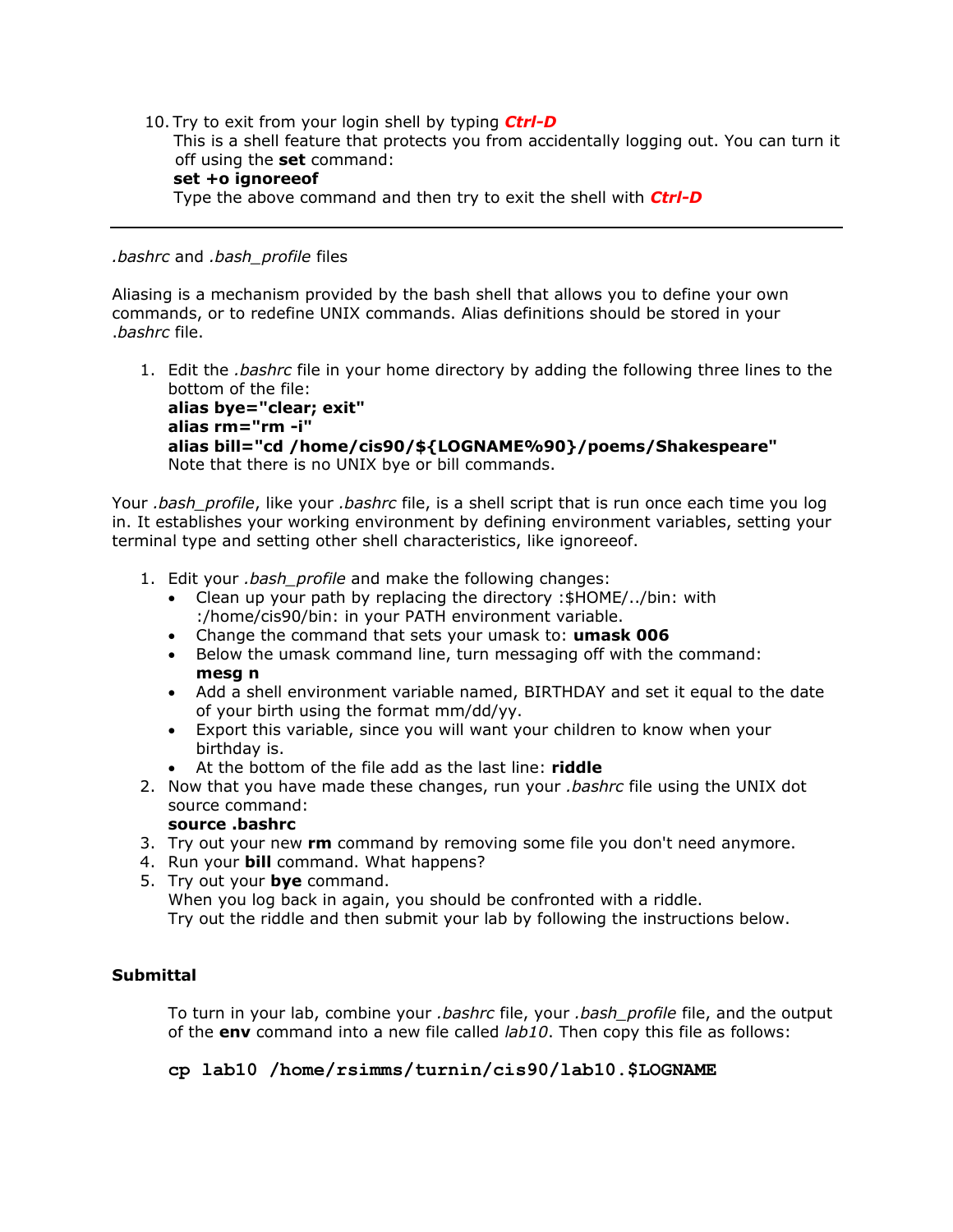10. Try to exit from your login shell by typing ***Ctrl-D***
    This is a shell feature that protects you from accidentally logging out. You can turn it off using the **set** command:
    **set +o ignoreeof**
    Type the above command and then try to exit the shell with ***Ctrl-D***

---

*.bashrc* and *.bash_profile* files

Aliasing is a mechanism provided by the bash shell that allows you to define your own commands, or to redefine UNIX commands. Alias definitions should be stored in your *.bashrc* file.

1. Edit the *.bashrc* file in your home directory by adding the following three lines to the bottom of the file:
   **alias bye="clear; exit"**
   **alias rm="rm -i"**
   **alias bill="cd /home/cis90/${LOGNAME%90}/poems/Shakespeare"**
   Note that there is no UNIX bye or bill commands.

Your *.bash_profile*, like your *.bashrc* file, is a shell script that is run once each time you log in. It establishes your working environment by defining environment variables, setting your terminal type and setting other shell characteristics, like ignoreeof.

1. Edit your *.bash_profile* and make the following changes:
   - Clean up your path by replacing the directory :$HOME/../bin: with :/home/cis90/bin: in your PATH environment variable.
   - Change the command that sets your umask to: **umask 006**
   - Below the umask command line, turn messaging off with the command: **mesg n**
   - Add a shell environment variable named, BIRTHDAY and set it equal to the date of your birth using the format mm/dd/yy.
   - Export this variable, since you will want your children to know when your birthday is.
   - At the bottom of the file add as the last line: **riddle**
2. Now that you have made these changes, run your *.bashrc* file using the UNIX dot source command:
   **source .bashrc**
3. Try out your new **rm** command by removing some file you don't need anymore.
4. Run your **bill** command. What happens?
5. Try out your **bye** command.
   When you log back in again, you should be confronted with a riddle.
   Try out the riddle and then submit your lab by following the instructions below.

**Submittal**

To turn in your lab, combine your *.bashrc* file, your *.bash_profile* file, and the output of the **env** command into a new file called *lab10*. Then copy this file as follows:

```
cp lab10 /home/rsimms/turnin/cis90/lab10.$LOGNAME
```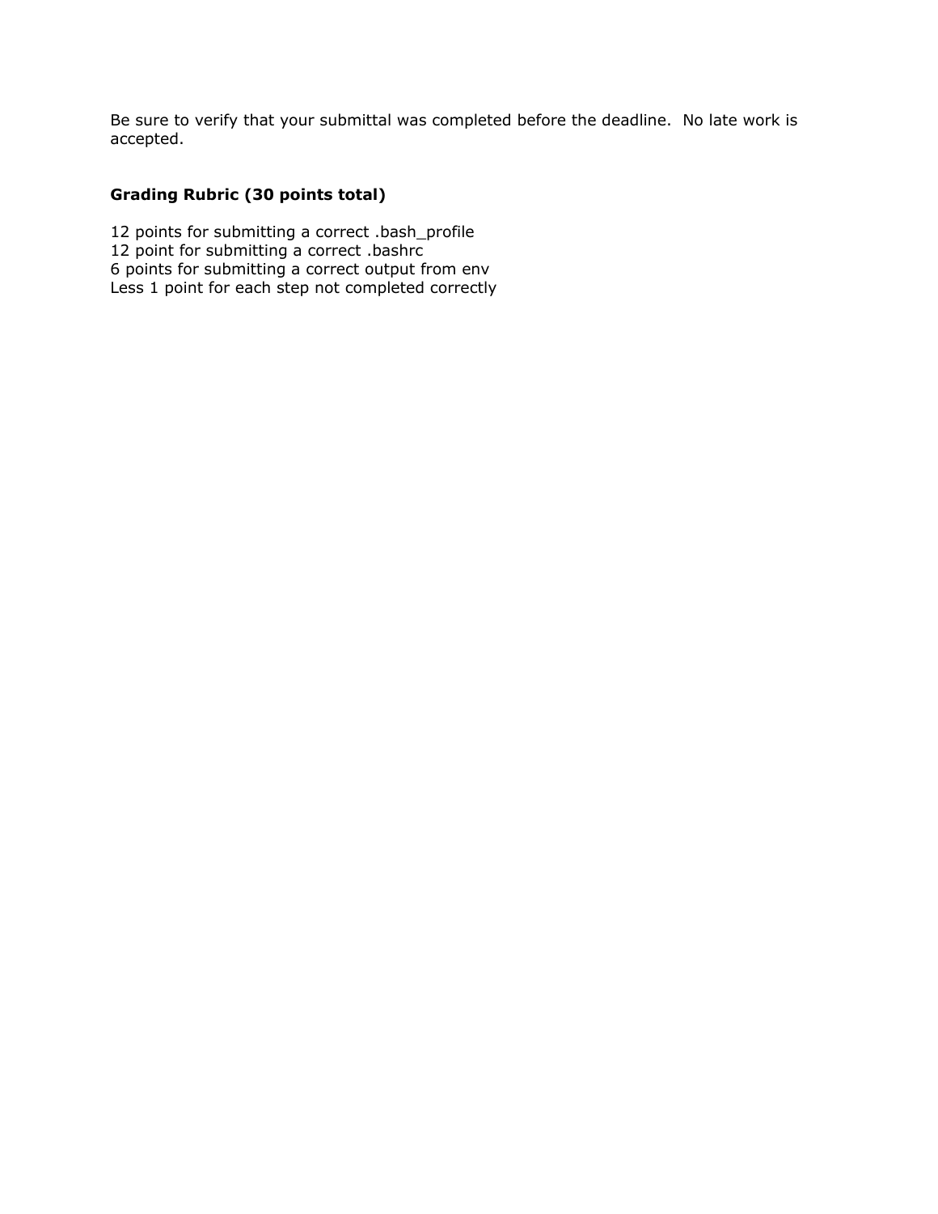Be sure to verify that your submittal was completed before the deadline. No late work is accepted.

**Grading Rubric (30 points total)**

12 points for submitting a correct .bash_profile
12 point for submitting a correct .bashrc
6 points for submitting a correct output from env
Less 1 point for each step not completed correctly